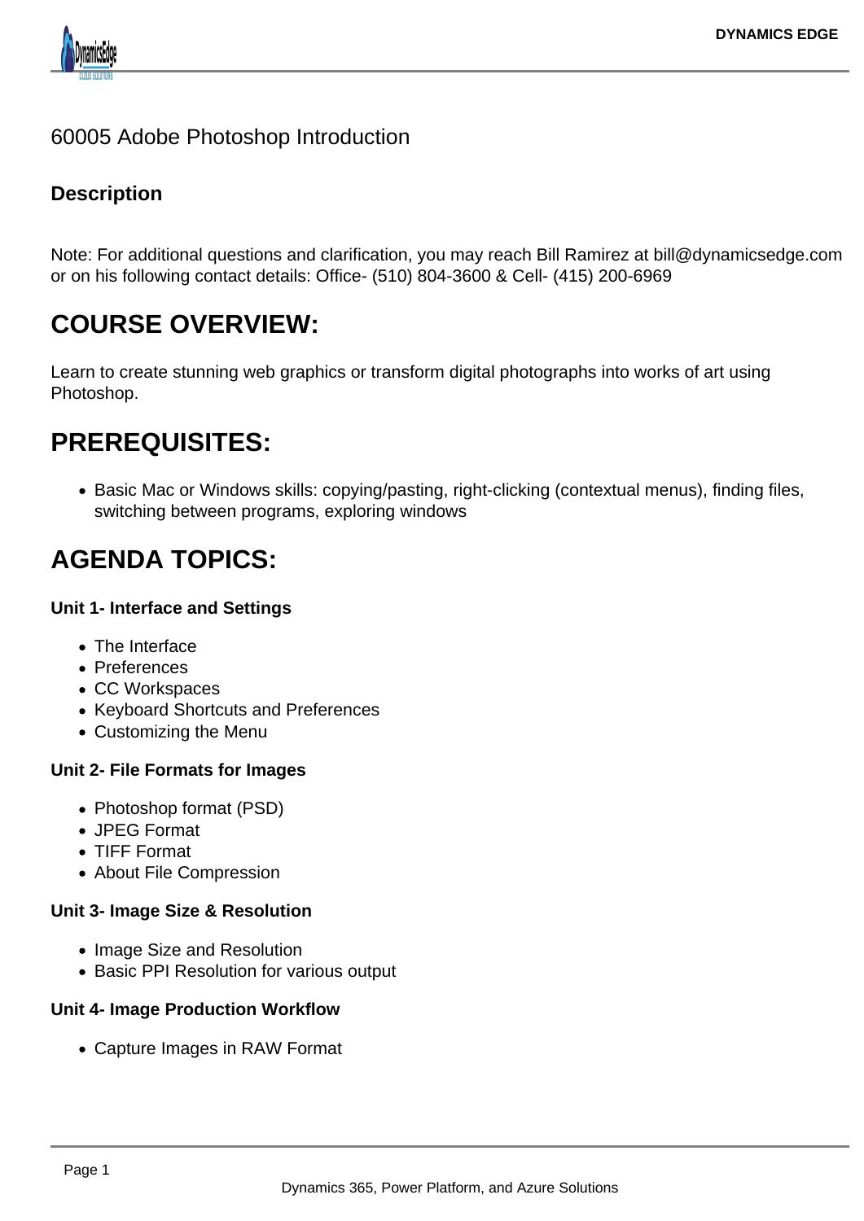# 60005 Adobe Photoshop Introduction

### Description

Note: For additional questions and clarification, you may reach Bill Ramirez at bill@dynamicsedge.com or on his following contact details: Office- (510) 804-3600 & Cell- (415) 200-6969

## COURSE OVERVIEW:

Learn to create stunning web graphics or transform digital photographs into works of art using Photoshop.

## PREREQUISITES:

- Basic Mac or Windows skills: copying/pasting, right-clicking (contextual menus), finding files, switching between programs, exploring windows

## AGENDA TOPICS:

**Unit 1- Interface and Settings**

- The Interface
- Preferences
- CC Workspaces
- Keyboard Shortcuts and Preferences
- Customizing the Menu

**Unit 2- File Formats for Images**

- Photoshop format (PSD)
- JPEG Format
- TIFF Format
- About File Compression

**Unit 3- Image Size & Resolution**

- Image Size and Resolution
- Basic PPI Resolution for various output

**Unit 4- Image Production Workflow**

- Capture Images in RAW Format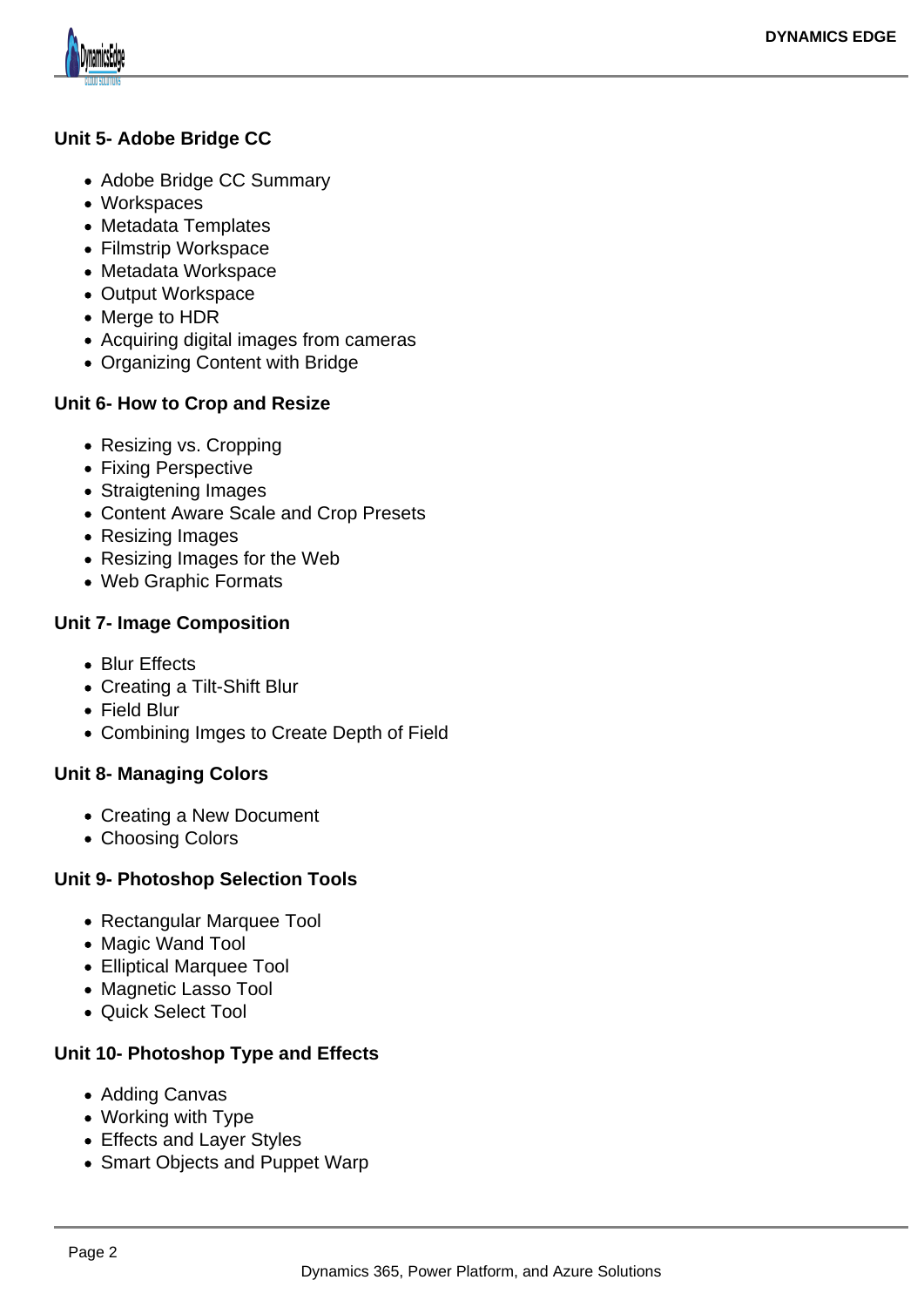**Unit 5- Adobe Bridge CC**

- Adobe Bridge CC Summary
- Workspaces
- Metadata Templates
- Filmstrip Workspace
- Metadata Workspace
- Output Workspace
- Merge to HDR
- Acquiring digital images from cameras
- Organizing Content with Bridge

**Unit 6- How to Crop and Resize**

- Resizing vs. Cropping
- Fixing Perspective
- Straigtening Images
- Content Aware Scale and Crop Presets
- Resizing Images
- Resizing Images for the Web
- Web Graphic Formats

**Unit 7- Image Composition**

- Blur Effects
- Creating a Tilt-Shift Blur
- Field Blur
- Combining Imges to Create Depth of Field

**Unit 8- Managing Colors**

- Creating a New Document
- Choosing Colors

**Unit 9- Photoshop Selection Tools**

- Rectangular Marquee Tool
- Magic Wand Tool
- Elliptical Marquee Tool
- Magnetic Lasso Tool
- Quick Select Tool

**Unit 10- Photoshop Type and Effects**

- Adding Canvas
- Working with Type
- Effects and Layer Styles
- Smart Objects and Puppet Warp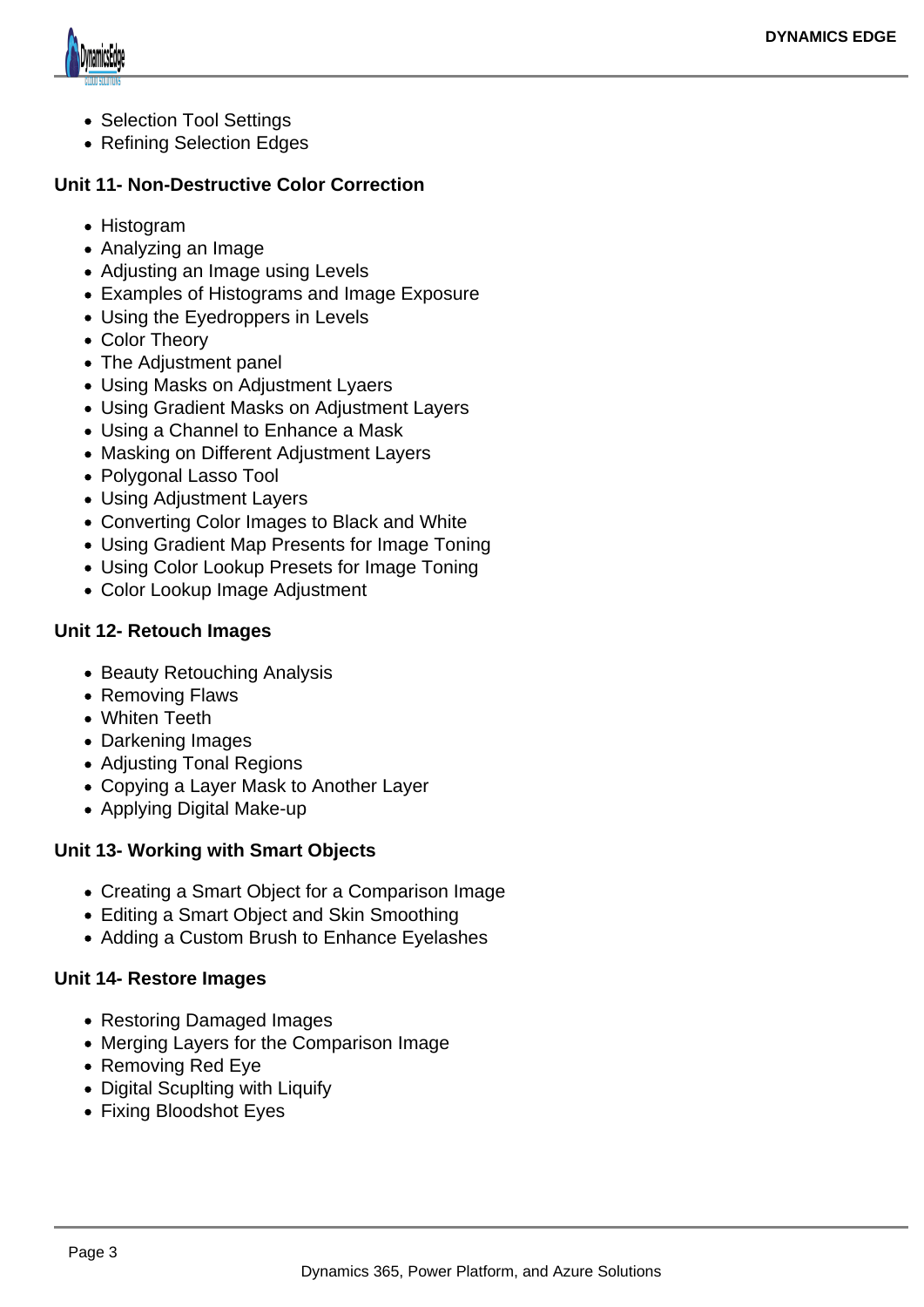- Selection Tool Settings
- Refining Selection Edges

**Unit 11- Non-Destructive Color Correction**

- Histogram
- Analyzing an Image
- Adjusting an Image using Levels
- Examples of Histograms and Image Exposure
- Using the Eyedroppers in Levels
- Color Theory
- The Adjustment panel
- Using Masks on Adjustment Lyaers
- Using Gradient Masks on Adjustment Layers
- Using a Channel to Enhance a Mask
- Masking on Different Adjustment Layers
- Polygonal Lasso Tool
- Using Adjustment Layers
- Converting Color Images to Black and White
- Using Gradient Map Presents for Image Toning
- Using Color Lookup Presets for Image Toning
- Color Lookup Image Adjustment

**Unit 12- Retouch Images**

- Beauty Retouching Analysis
- Removing Flaws
- Whiten Teeth
- Darkening Images
- Adjusting Tonal Regions
- Copying a Layer Mask to Another Layer
- Applying Digital Make-up

**Unit 13- Working with Smart Objects**

- Creating a Smart Object for a Comparison Image
- Editing a Smart Object and Skin Smoothing
- Adding a Custom Brush to Enhance Eyelashes

**Unit 14- Restore Images**

- Restoring Damaged Images
- Merging Layers for the Comparison Image
- Removing Red Eye
- Digital Scuplting with Liquify
- Fixing Bloodshot Eyes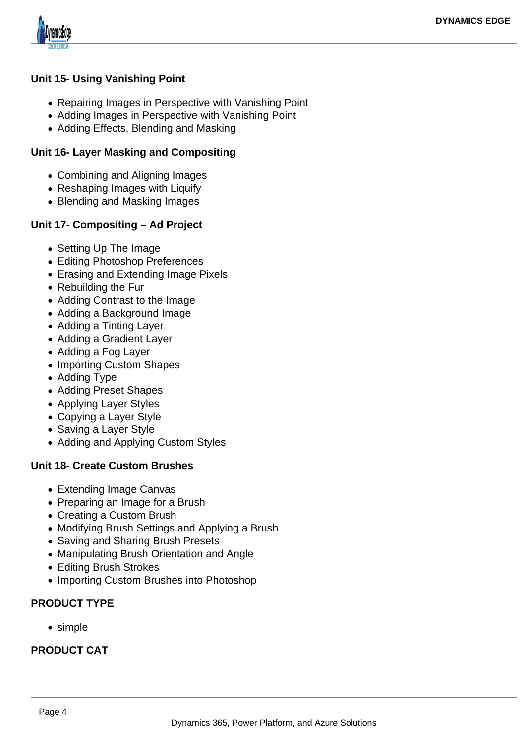**Unit 15- Using Vanishing Point**

- Repairing Images in Perspective with Vanishing Point
- Adding Images in Perspective with Vanishing Point
- Adding Effects, Blending and Masking

**Unit 16- Layer Masking and Compositing**

- Combining and Aligning Images
- Reshaping Images with Liquify
- Blending and Masking Images

**Unit 17- Compositing – Ad Project**

- Setting Up The Image
- Editing Photoshop Preferences
- Erasing and Extending Image Pixels
- Rebuilding the Fur
- Adding Contrast to the Image
- Adding a Background Image
- Adding a Tinting Layer
- Adding a Gradient Layer
- Adding a Fog Layer
- Importing Custom Shapes
- Adding Type
- Adding Preset Shapes
- Applying Layer Styles
- Copying a Layer Style
- Saving a Layer Style
- Adding and Applying Custom Styles

**Unit 18- Create Custom Brushes**

- Extending Image Canvas
- Preparing an Image for a Brush
- Creating a Custom Brush
- Modifying Brush Settings and Applying a Brush
- Saving and Sharing Brush Presets
- Manipulating Brush Orientation and Angle
- Editing Brush Strokes
- Importing Custom Brushes into Photoshop

**PRODUCT TYPE**

- simple

**PRODUCT CAT**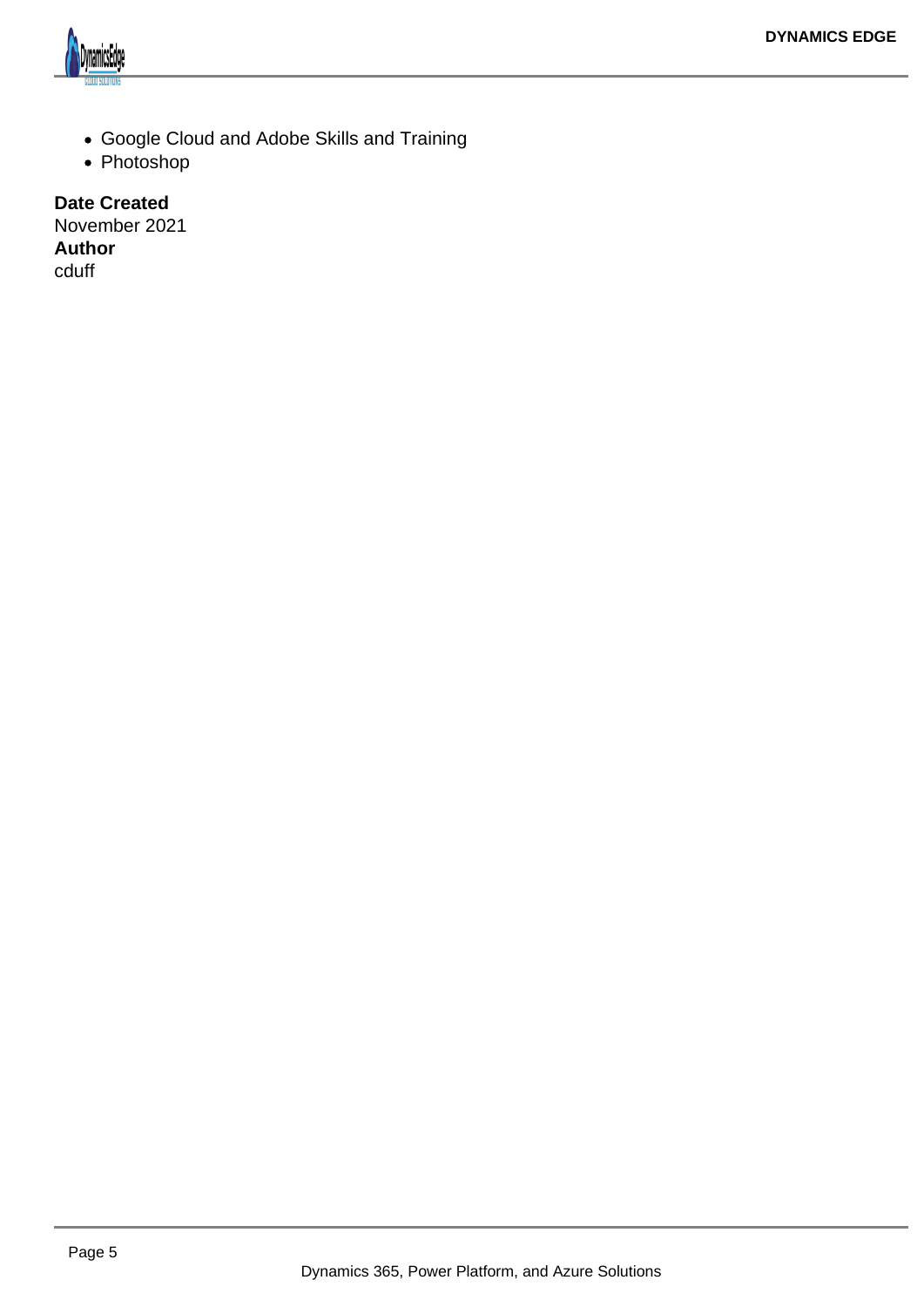- Google Cloud and Adobe Skills and Training
- Photoshop

**Date Created**
November 2021
**Author**
cduff